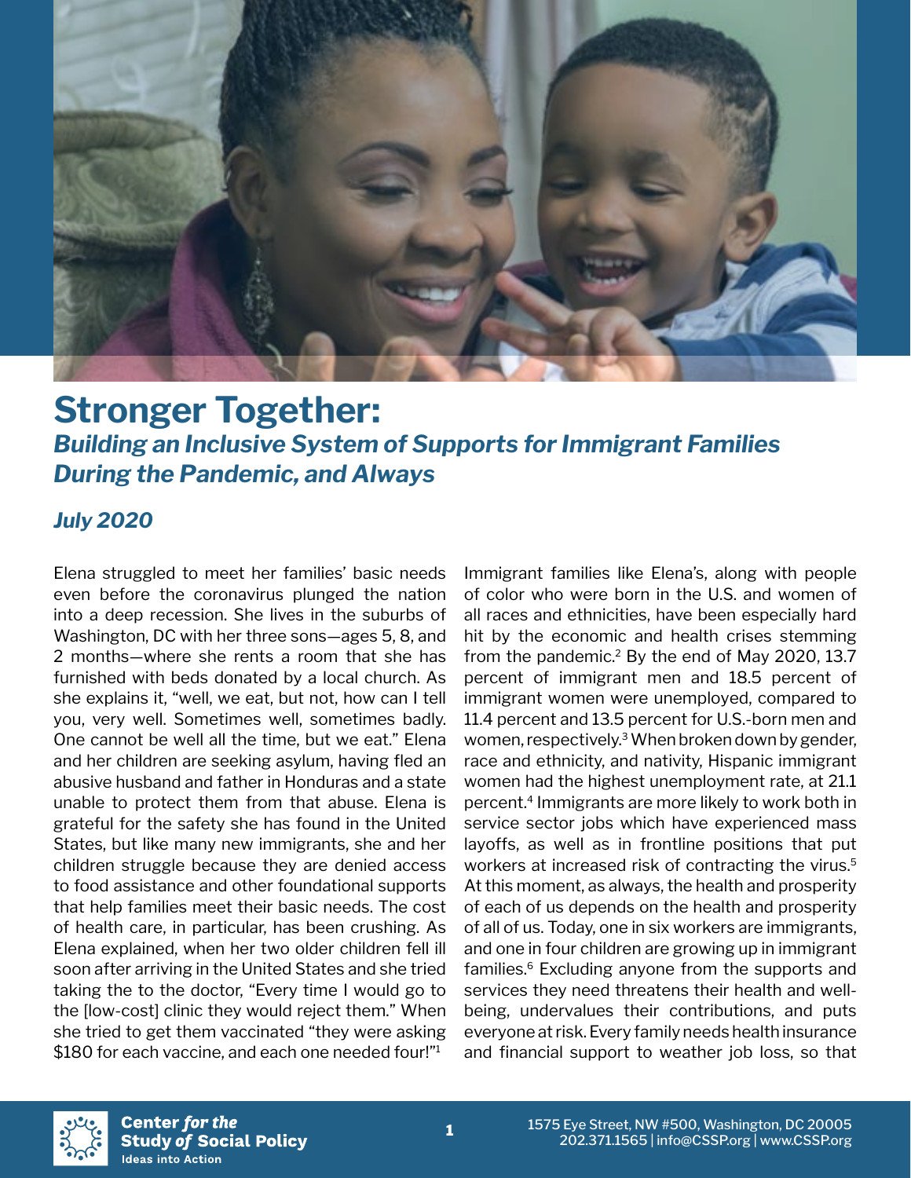# Stronger Together:

## *Building an Inclusive System of Supports for Immigrant Families During the Pandemic, and Always*

### *July 2020*

Elena struggled to meet her families' basic needs even before the coronavirus plunged the nation into a deep recession. She lives in the suburbs of Washington, DC with her three sons—ages 5, 8, and 2 months—where she rents a room that she has furnished with beds donated by a local church. As she explains it, "well, we eat, but not, how can I tell you, very well. Sometimes well, sometimes badly. One cannot be well all the time, but we eat." Elena and her children are seeking asylum, having fled an abusive husband and father in Honduras and a state unable to protect them from that abuse. Elena is grateful for the safety she has found in the United States, but like many new immigrants, she and her children struggle because they are denied access to food assistance and other foundational supports that help families meet their basic needs. The cost of health care, in particular, has been crushing. As Elena explained, when her two older children fell ill soon after arriving in the United States and she tried taking the to the doctor, "Every time I would go to the [low-cost] clinic they would reject them." When she tried to get them vaccinated "they were asking $180 for each vaccine, and each one needed four!"[1]

Immigrant families like Elena's, along with people of color who were born in the U.S. and women of all races and ethnicities, have been especially hard hit by the economic and health crises stemming from the pandemic.[2] By the end of May 2020, 13.7 percent of immigrant men and 18.5 percent of immigrant women were unemployed, compared to 11.4 percent and 13.5 percent for U.S.-born men and women, respectively.[3] When broken down by gender, race and ethnicity, and nativity, Hispanic immigrant women had the highest unemployment rate, at 21.1 percent.[4] Immigrants are more likely to work both in service sector jobs which have experienced mass layoffs, as well as in frontline positions that put workers at increased risk of contracting the virus.[5] At this moment, as always, the health and prosperity of each of us depends on the health and prosperity of all of us. Today, one in six workers are immigrants, and one in four children are growing up in immigrant families.[6] Excluding anyone from the supports and services they need threatens their health and well-being, undervalues their contributions, and puts everyone at risk. Every family needs health insurance and financial support to weather job loss, so that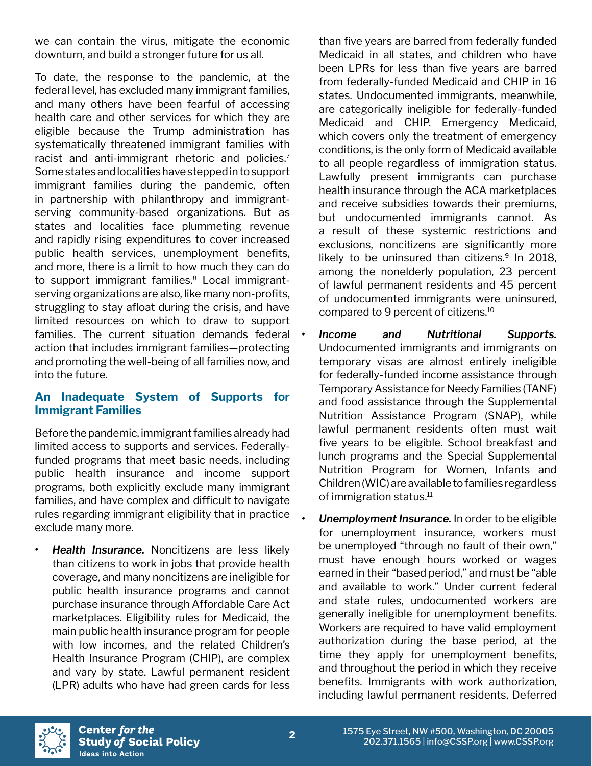we can contain the virus, mitigate the economic downturn, and build a stronger future for us all.

To date, the response to the pandemic, at the federal level, has excluded many immigrant families, and many others have been fearful of accessing health care and other services for which they are eligible because the Trump administration has systematically threatened immigrant families with racist and anti-immigrant rhetoric and policies.[7] Some states and localities have stepped in to support immigrant families during the pandemic, often in partnership with philanthropy and immigrant-serving community-based organizations. But as states and localities face plummeting revenue and rapidly rising expenditures to cover increased public health services, unemployment benefits, and more, there is a limit to how much they can do to support immigrant families.[8] Local immigrant-serving organizations are also, like many non-profits, struggling to stay afloat during the crisis, and have limited resources on which to draw to support families. The current situation demands federal action that includes immigrant families—protecting and promoting the well-being of all families now, and into the future.

## An Inadequate System of Supports for Immigrant Families

Before the pandemic, immigrant families already had limited access to supports and services. Federally-funded programs that meet basic needs, including public health insurance and income support programs, both explicitly exclude many immigrant families, and have complex and difficult to navigate rules regarding immigrant eligibility that in practice exclude many more.

- ***Health Insurance.*** Noncitizens are less likely than citizens to work in jobs that provide health coverage, and many noncitizens are ineligible for public health insurance programs and cannot purchase insurance through Affordable Care Act marketplaces. Eligibility rules for Medicaid, the main public health insurance program for people with low incomes, and the related Children's Health Insurance Program (CHIP), are complex and vary by state. Lawful permanent resident (LPR) adults who have had green cards for less than five years are barred from federally funded Medicaid in all states, and children who have been LPRs for less than five years are barred from federally-funded Medicaid and CHIP in 16 states. Undocumented immigrants, meanwhile, are categorically ineligible for federally-funded Medicaid and CHIP. Emergency Medicaid, which covers only the treatment of emergency conditions, is the only form of Medicaid available to all people regardless of immigration status. Lawfully present immigrants can purchase health insurance through the ACA marketplaces and receive subsidies towards their premiums, but undocumented immigrants cannot. As a result of these systemic restrictions and exclusions, noncitizens are significantly more likely to be uninsured than citizens.[9] In 2018, among the nonelderly population, 23 percent of lawful permanent residents and 45 percent of undocumented immigrants were uninsured, compared to 9 percent of citizens.[10]
- ***Income and Nutritional Supports.*** Undocumented immigrants and immigrants on temporary visas are almost entirely ineligible for federally-funded income assistance through Temporary Assistance for Needy Families (TANF) and food assistance through the Supplemental Nutrition Assistance Program (SNAP), while lawful permanent residents often must wait five years to be eligible. School breakfast and lunch programs and the Special Supplemental Nutrition Program for Women, Infants and Children (WIC) are available to families regardless of immigration status.[11]
- ***Unemployment Insurance.*** In order to be eligible for unemployment insurance, workers must be unemployed "through no fault of their own," must have enough hours worked or wages earned in their "based period," and must be "able and available to work." Under current federal and state rules, undocumented workers are generally ineligible for unemployment benefits. Workers are required to have valid employment authorization during the base period, at the time they apply for unemployment benefits, and throughout the period in which they receive benefits. Immigrants with work authorization, including lawful permanent residents, Deferred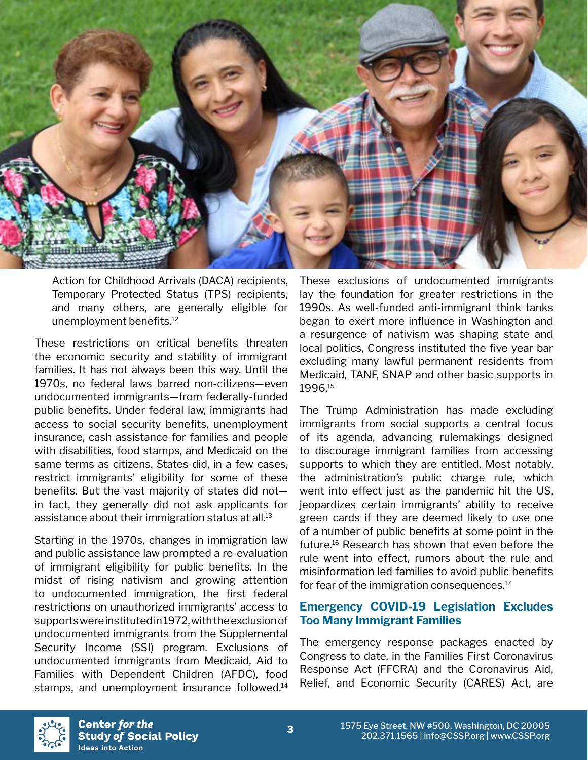Action for Childhood Arrivals (DACA) recipients, Temporary Protected Status (TPS) recipients, and many others, are generally eligible for unemployment benefits.[12]

These restrictions on critical benefits threaten the economic security and stability of immigrant families. It has not always been this way. Until the 1970s, no federal laws barred non-citizens—even undocumented immigrants—from federally-funded public benefits. Under federal law, immigrants had access to social security benefits, unemployment insurance, cash assistance for families and people with disabilities, food stamps, and Medicaid on the same terms as citizens. States did, in a few cases, restrict immigrants' eligibility for some of these benefits. But the vast majority of states did not—in fact, they generally did not ask applicants for assistance about their immigration status at all.[13]

Starting in the 1970s, changes in immigration law and public assistance law prompted a re-evaluation of immigrant eligibility for public benefits. In the midst of rising nativism and growing attention to undocumented immigration, the first federal restrictions on unauthorized immigrants' access to supports were instituted in 1972, with the exclusion of undocumented immigrants from the Supplemental Security Income (SSI) program. Exclusions of undocumented immigrants from Medicaid, Aid to Families with Dependent Children (AFDC), food stamps, and unemployment insurance followed.[14]

These exclusions of undocumented immigrants lay the foundation for greater restrictions in the 1990s. As well-funded anti-immigrant think tanks began to exert more influence in Washington and a resurgence of nativism was shaping state and local politics, Congress instituted the five year bar excluding many lawful permanent residents from Medicaid, TANF, SNAP and other basic supports in 1996.[15]

The Trump Administration has made excluding immigrants from social supports a central focus of its agenda, advancing rulemakings designed to discourage immigrant families from accessing supports to which they are entitled. Most notably, the administration's public charge rule, which went into effect just as the pandemic hit the US, jeopardizes certain immigrants' ability to receive green cards if they are deemed likely to use one of a number of public benefits at some point in the future.[16] Research has shown that even before the rule went into effect, rumors about the rule and misinformation led families to avoid public benefits for fear of the immigration consequences.[17]

## Emergency COVID-19 Legislation Excludes Too Many Immigrant Families

The emergency response packages enacted by Congress to date, in the Families First Coronavirus Response Act (FFCRA) and the Coronavirus Aid, Relief, and Economic Security (CARES) Act, are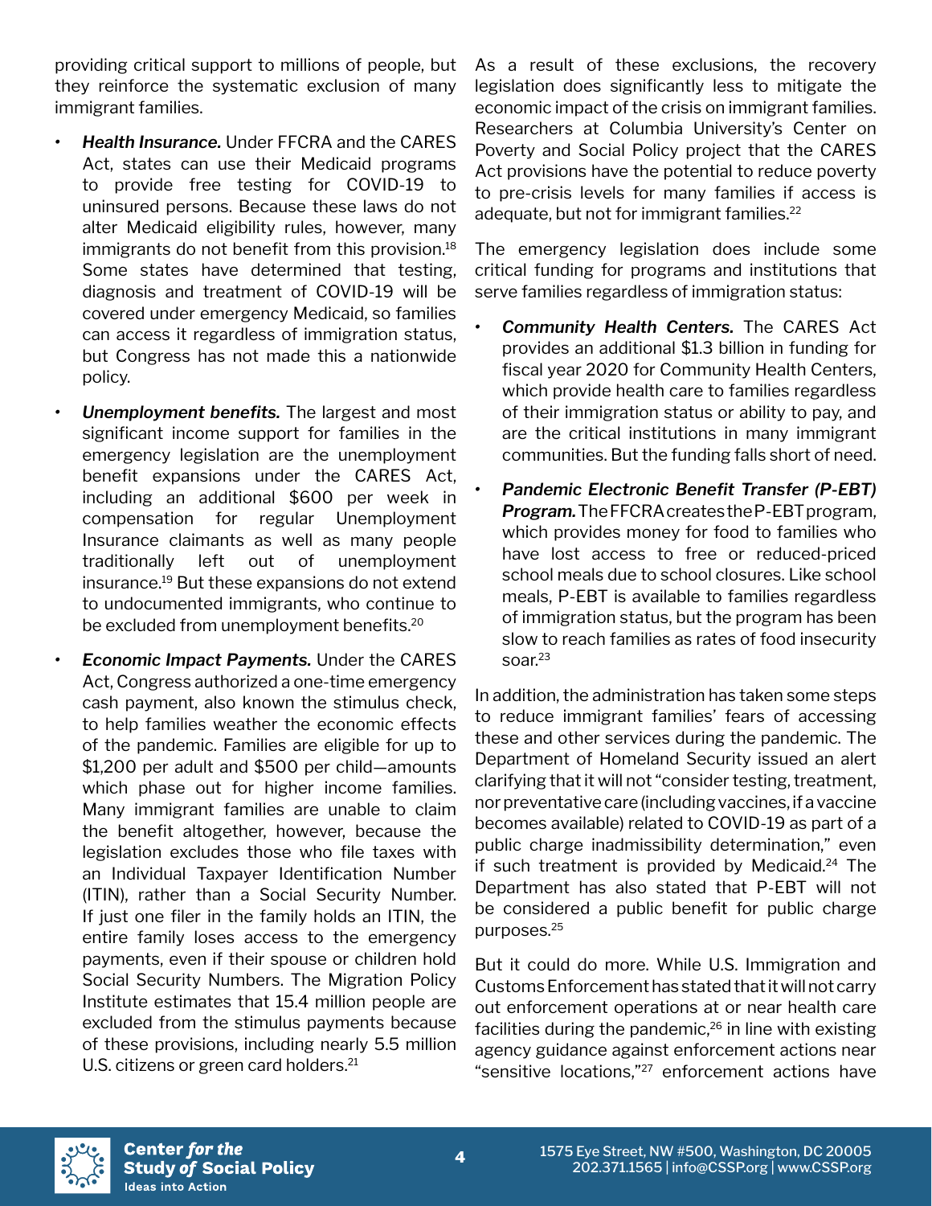providing critical support to millions of people, but they reinforce the systematic exclusion of many immigrant families.

- ***Health Insurance.*** Under FFCRA and the CARES Act, states can use their Medicaid programs to provide free testing for COVID-19 to uninsured persons. Because these laws do not alter Medicaid eligibility rules, however, many immigrants do not benefit from this provision.[18] Some states have determined that testing, diagnosis and treatment of COVID-19 will be covered under emergency Medicaid, so families can access it regardless of immigration status, but Congress has not made this a nationwide policy.
- ***Unemployment benefits.*** The largest and most significant income support for families in the emergency legislation are the unemployment benefit expansions under the CARES Act, including an additional $600 per week in compensation for regular Unemployment Insurance claimants as well as many people traditionally left out of unemployment insurance.[19] But these expansions do not extend to undocumented immigrants, who continue to be excluded from unemployment benefits.[20]
- ***Economic Impact Payments.*** Under the CARES Act, Congress authorized a one-time emergency cash payment, also known the stimulus check, to help families weather the economic effects of the pandemic. Families are eligible for up to $1,200 per adult and $500 per child—amounts which phase out for higher income families. Many immigrant families are unable to claim the benefit altogether, however, because the legislation excludes those who file taxes with an Individual Taxpayer Identification Number (ITIN), rather than a Social Security Number. If just one filer in the family holds an ITIN, the entire family loses access to the emergency payments, even if their spouse or children hold Social Security Numbers. The Migration Policy Institute estimates that 15.4 million people are excluded from the stimulus payments because of these provisions, including nearly 5.5 million U.S. citizens or green card holders.[21]

As a result of these exclusions, the recovery legislation does significantly less to mitigate the economic impact of the crisis on immigrant families. Researchers at Columbia University's Center on Poverty and Social Policy project that the CARES Act provisions have the potential to reduce poverty to pre-crisis levels for many families if access is adequate, but not for immigrant families.[22]

The emergency legislation does include some critical funding for programs and institutions that serve families regardless of immigration status:

- ***Community Health Centers.*** The CARES Act provides an additional $1.3 billion in funding for fiscal year 2020 for Community Health Centers, which provide health care to families regardless of their immigration status or ability to pay, and are the critical institutions in many immigrant communities. But the funding falls short of need.
- ***Pandemic Electronic Benefit Transfer (P-EBT) Program.*** The FFCRA creates the P-EBT program, which provides money for food to families who have lost access to free or reduced-priced school meals due to school closures. Like school meals, P-EBT is available to families regardless of immigration status, but the program has been slow to reach families as rates of food insecurity soar.[23]

In addition, the administration has taken some steps to reduce immigrant families' fears of accessing these and other services during the pandemic. The Department of Homeland Security issued an alert clarifying that it will not "consider testing, treatment, nor preventative care (including vaccines, if a vaccine becomes available) related to COVID-19 as part of a public charge inadmissibility determination," even if such treatment is provided by Medicaid.[24] The Department has also stated that P-EBT will not be considered a public benefit for public charge purposes.[25]

But it could do more. While U.S. Immigration and Customs Enforcement has stated that it will not carry out enforcement operations at or near health care facilities during the pandemic,[26] in line with existing agency guidance against enforcement actions near "sensitive locations,"[27] enforcement actions have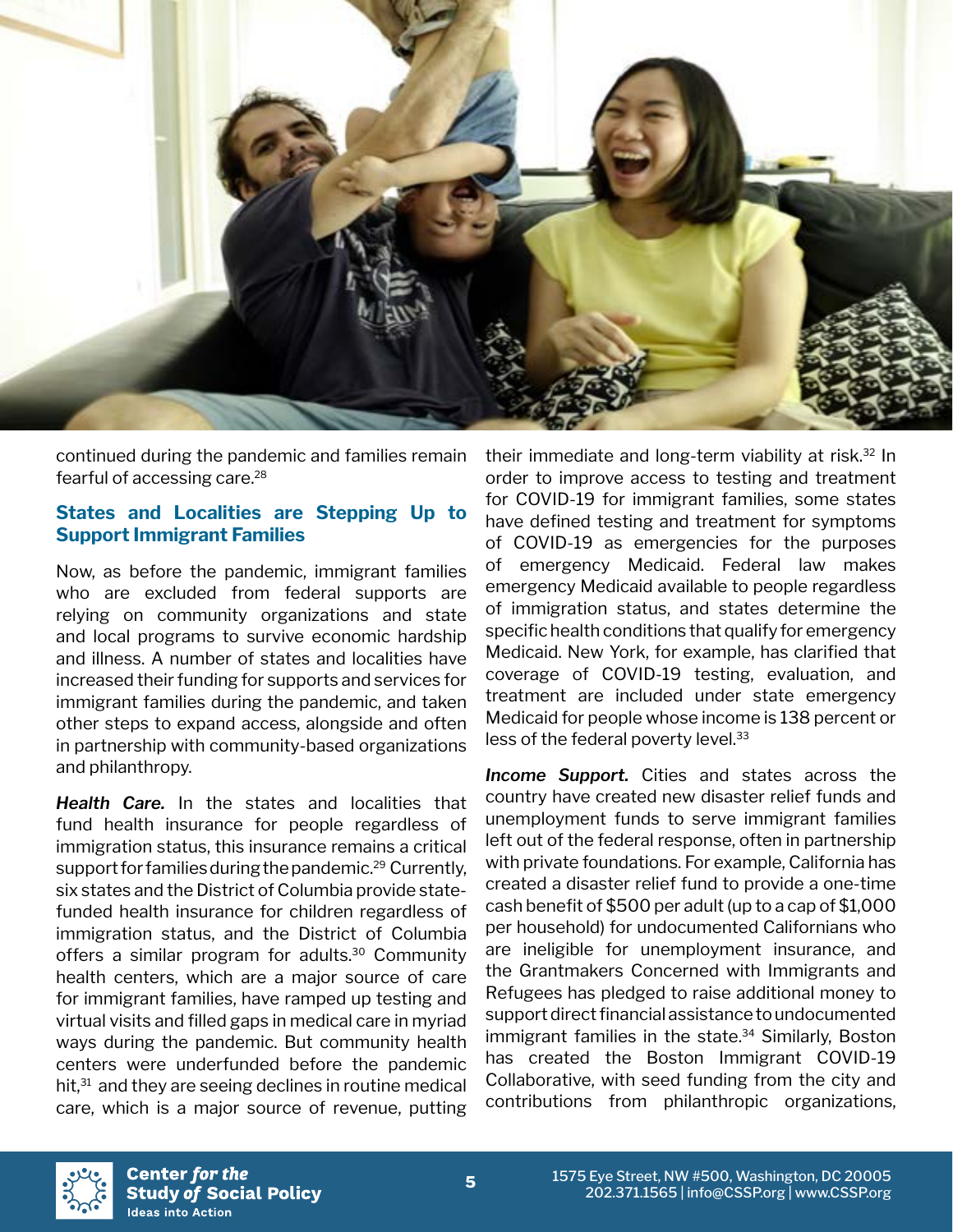continued during the pandemic and families remain fearful of accessing care.[28]

## States and Localities are Stepping Up to Support Immigrant Families

Now, as before the pandemic, immigrant families who are excluded from federal supports are relying on community organizations and state and local programs to survive economic hardship and illness. A number of states and localities have increased their funding for supports and services for immigrant families during the pandemic, and taken other steps to expand access, alongside and often in partnership with community-based organizations and philanthropy.

***Health Care.*** In the states and localities that fund health insurance for people regardless of immigration status, this insurance remains a critical support for families during the pandemic.[29] Currently, six states and the District of Columbia provide state-funded health insurance for children regardless of immigration status, and the District of Columbia offers a similar program for adults.[30] Community health centers, which are a major source of care for immigrant families, have ramped up testing and virtual visits and filled gaps in medical care in myriad ways during the pandemic. But community health centers were underfunded before the pandemic hit,[31] and they are seeing declines in routine medical care, which is a major source of revenue, putting their immediate and long-term viability at risk.[32] In order to improve access to testing and treatment for COVID-19 for immigrant families, some states have defined testing and treatment for symptoms of COVID-19 as emergencies for the purposes of emergency Medicaid. Federal law makes emergency Medicaid available to people regardless of immigration status, and states determine the specific health conditions that qualify for emergency Medicaid. New York, for example, has clarified that coverage of COVID-19 testing, evaluation, and treatment are included under state emergency Medicaid for people whose income is 138 percent or less of the federal poverty level.[33]

***Income Support.*** Cities and states across the country have created new disaster relief funds and unemployment funds to serve immigrant families left out of the federal response, often in partnership with private foundations. For example, California has created a disaster relief fund to provide a one-time cash benefit of $500 per adult (up to a cap of $1,000 per household) for undocumented Californians who are ineligible for unemployment insurance, and the Grantmakers Concerned with Immigrants and Refugees has pledged to raise additional money to support direct financial assistance to undocumented immigrant families in the state.[34] Similarly, Boston has created the Boston Immigrant COVID-19 Collaborative, with seed funding from the city and contributions from philanthropic organizations,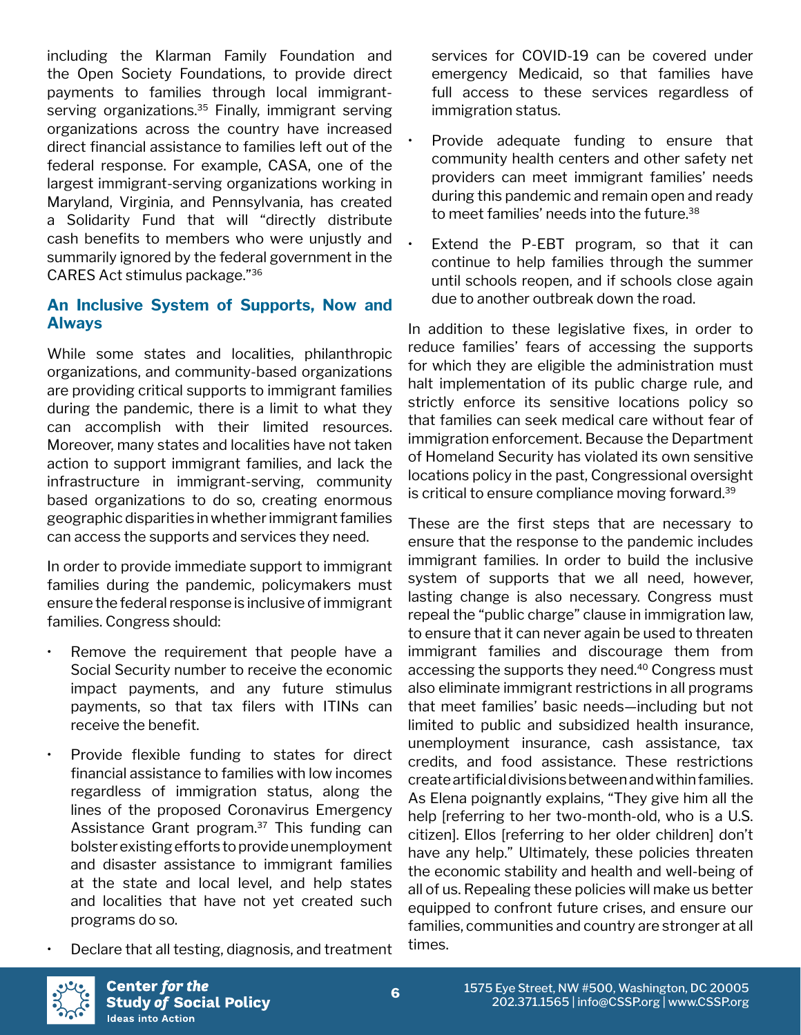including the Klarman Family Foundation and the Open Society Foundations, to provide direct payments to families through local immigrant-serving organizations.[35] Finally, immigrant serving organizations across the country have increased direct financial assistance to families left out of the federal response. For example, CASA, one of the largest immigrant-serving organizations working in Maryland, Virginia, and Pennsylvania, has created a Solidarity Fund that will "directly distribute cash benefits to members who were unjustly and summarily ignored by the federal government in the CARES Act stimulus package."[36]

## An Inclusive System of Supports, Now and Always

While some states and localities, philanthropic organizations, and community-based organizations are providing critical supports to immigrant families during the pandemic, there is a limit to what they can accomplish with their limited resources. Moreover, many states and localities have not taken action to support immigrant families, and lack the infrastructure in immigrant-serving, community based organizations to do so, creating enormous geographic disparities in whether immigrant families can access the supports and services they need.

In order to provide immediate support to immigrant families during the pandemic, policymakers must ensure the federal response is inclusive of immigrant families. Congress should:

- Remove the requirement that people have a Social Security number to receive the economic impact payments, and any future stimulus payments, so that tax filers with ITINs can receive the benefit.
- Provide flexible funding to states for direct financial assistance to families with low incomes regardless of immigration status, along the lines of the proposed Coronavirus Emergency Assistance Grant program.[37] This funding can bolster existing efforts to provide unemployment and disaster assistance to immigrant families at the state and local level, and help states and localities that have not yet created such programs do so.
- Declare that all testing, diagnosis, and treatment services for COVID-19 can be covered under emergency Medicaid, so that families have full access to these services regardless of immigration status.
- Provide adequate funding to ensure that community health centers and other safety net providers can meet immigrant families' needs during this pandemic and remain open and ready to meet families' needs into the future.[38]
- Extend the P-EBT program, so that it can continue to help families through the summer until schools reopen, and if schools close again due to another outbreak down the road.

In addition to these legislative fixes, in order to reduce families' fears of accessing the supports for which they are eligible the administration must halt implementation of its public charge rule, and strictly enforce its sensitive locations policy so that families can seek medical care without fear of immigration enforcement. Because the Department of Homeland Security has violated its own sensitive locations policy in the past, Congressional oversight is critical to ensure compliance moving forward.[39]

These are the first steps that are necessary to ensure that the response to the pandemic includes immigrant families. In order to build the inclusive system of supports that we all need, however, lasting change is also necessary. Congress must repeal the "public charge" clause in immigration law, to ensure that it can never again be used to threaten immigrant families and discourage them from accessing the supports they need.[40] Congress must also eliminate immigrant restrictions in all programs that meet families' basic needs—including but not limited to public and subsidized health insurance, unemployment insurance, cash assistance, tax credits, and food assistance. These restrictions create artificial divisions between and within families. As Elena poignantly explains, "They give him all the help [referring to her two-month-old, who is a U.S. citizen]. Ellos [referring to her older children] don't have any help." Ultimately, these policies threaten the economic stability and health and well-being of all of us. Repealing these policies will make us better equipped to confront future crises, and ensure our families, communities and country are stronger at all times.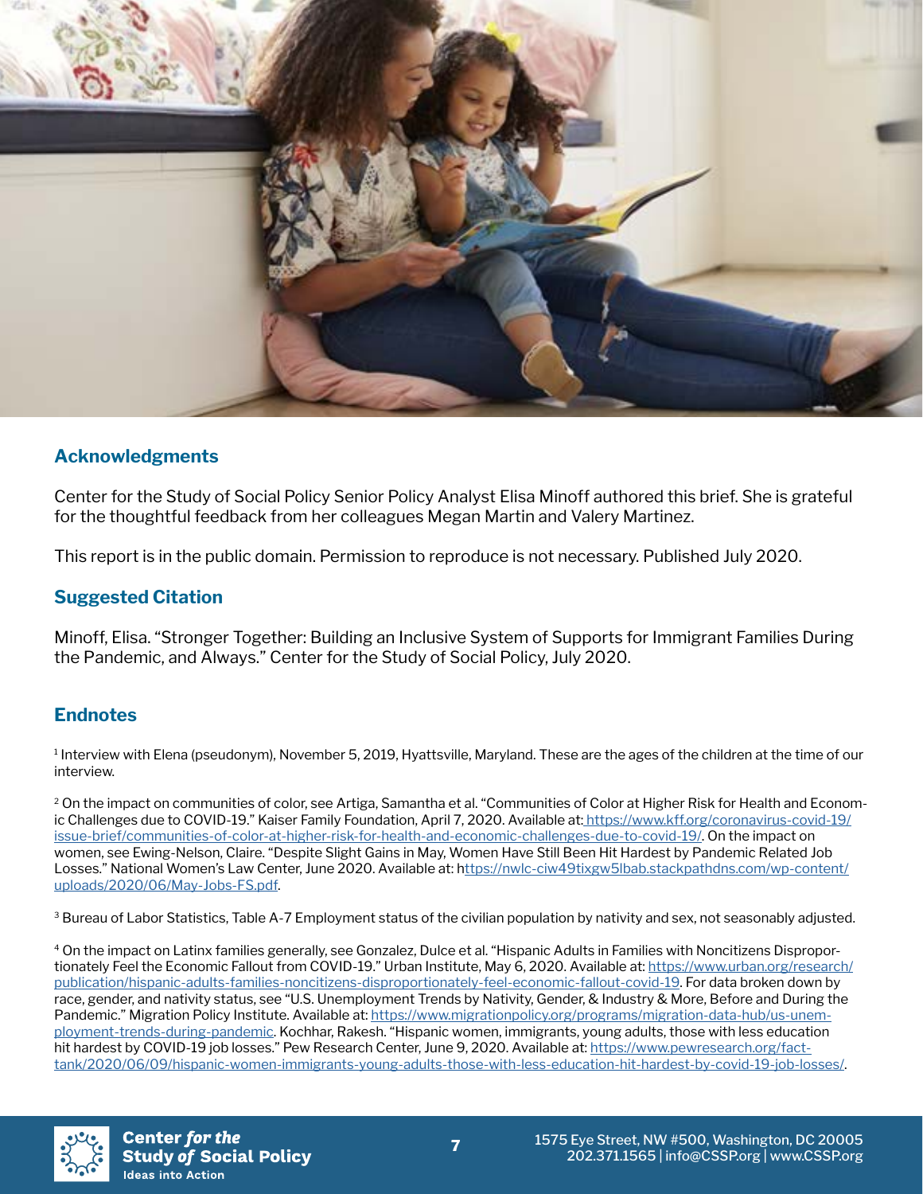## Acknowledgments

Center for the Study of Social Policy Senior Policy Analyst Elisa Minoff authored this brief. She is grateful for the thoughtful feedback from her colleagues Megan Martin and Valery Martinez.

This report is in the public domain. Permission to reproduce is not necessary. Published July 2020.

## Suggested Citation

Minoff, Elisa. "Stronger Together: Building an Inclusive System of Supports for Immigrant Families During the Pandemic, and Always." Center for the Study of Social Policy, July 2020.

## Endnotes

[1] Interview with Elena (pseudonym), November 5, 2019, Hyattsville, Maryland. These are the ages of the children at the time of our interview.

[2] On the impact on communities of color, see Artiga, Samantha et al. "Communities of Color at Higher Risk for Health and Economic Challenges due to COVID-19." Kaiser Family Foundation, April 7, 2020. Available at: https://www.kff.org/coronavirus-covid-19/issue-brief/communities-of-color-at-higher-risk-for-health-and-economic-challenges-due-to-covid-19/. On the impact on women, see Ewing-Nelson, Claire. "Despite Slight Gains in May, Women Have Still Been Hit Hardest by Pandemic Related Job Losses." National Women's Law Center, June 2020. Available at: https://nwlc-ciw49tixgw5lbab.stackpathdns.com/wp-content/uploads/2020/06/May-Jobs-FS.pdf.

[3] Bureau of Labor Statistics, Table A-7 Employment status of the civilian population by nativity and sex, not seasonally adjusted.

[4] On the impact on Latinx families generally, see Gonzalez, Dulce et al. "Hispanic Adults in Families with Noncitizens Disproportionately Feel the Economic Fallout from COVID-19." Urban Institute, May 6, 2020. Available at: https://www.urban.org/research/publication/hispanic-adults-families-noncitizens-disproportionately-feel-economic-fallout-covid-19. For data broken down by race, gender, and nativity status, see "U.S. Unemployment Trends by Nativity, Gender, & Industry & More, Before and During the Pandemic." Migration Policy Institute. Available at: https://www.migrationpolicy.org/programs/migration-data-hub/us-unemployment-trends-during-pandemic. Kochhar, Rakesh. "Hispanic women, immigrants, young adults, those with less education hit hardest by COVID-19 job losses." Pew Research Center, June 9, 2020. Available at: https://www.pewresearch.org/fact-tank/2020/06/09/hispanic-women-immigrants-young-adults-those-with-less-education-hit-hardest-by-covid-19-job-losses/.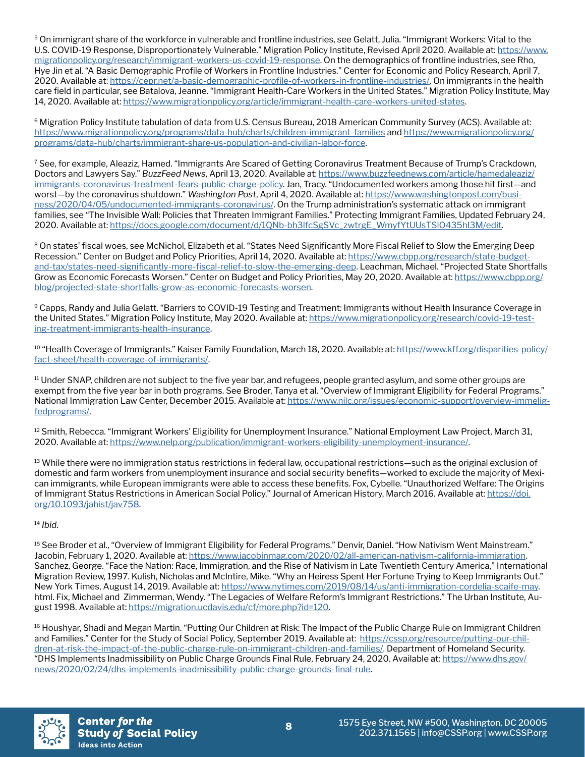[5] On immigrant share of the workforce in vulnerable and frontline industries, see Gelatt, Julia. "Immigrant Workers: Vital to the U.S. COVID-19 Response, Disproportionately Vulnerable." Migration Policy Institute, Revised April 2020. Available at: https://www.migrationpolicy.org/research/immigrant-workers-us-covid-19-response. On the demographics of frontline industries, see Rho, Hye Jin et al. "A Basic Demographic Profile of Workers in Frontline Industries." Center for Economic and Policy Research, April 7, 2020. Available at: https://cepr.net/a-basic-demographic-profile-of-workers-in-frontline-industries/. On immigrants in the health care field in particular, see Batalova, Jeanne. "Immigrant Health-Care Workers in the United States." Migration Policy Institute, May 14, 2020. Available at: https://www.migrationpolicy.org/article/immigrant-health-care-workers-united-states.

[6] Migration Policy Institute tabulation of data from U.S. Census Bureau, 2018 American Community Survey (ACS). Available at: https://www.migrationpolicy.org/programs/data-hub/charts/children-immigrant-families and https://www.migrationpolicy.org/programs/data-hub/charts/immigrant-share-us-population-and-civilian-labor-force.

[7] See, for example, Aleaziz, Hamed. "Immigrants Are Scared of Getting Coronavirus Treatment Because of Trump's Crackdown, Doctors and Lawyers Say." *BuzzFeed News*, April 13, 2020. Available at: https://www.buzzfeednews.com/article/hamedaleaziz/immigrants-coronavirus-treatment-fears-public-charge-policy. Jan, Tracy. "Undocumented workers among those hit first—and worst—by the coronavirus shutdown." *Washington Post*, April 4, 2020. Available at: https://www.washingtonpost.com/business/2020/04/05/undocumented-immigrants-coronavirus/. On the Trump administration's systematic attack on immigrant families, see "The Invisible Wall: Policies that Threaten Immigrant Families." Protecting Immigrant Families, Updated February 24, 2020. Available at: https://docs.google.com/document/d/1QNb-bh3lfcSgSVc_zwtrgE_WmyfYtUUsTSlO435hI3M/edit.

[8] On states' fiscal woes, see McNichol, Elizabeth et al. "States Need Significantly More Fiscal Relief to Slow the Emerging Deep Recession." Center on Budget and Policy Priorities, April 14, 2020. Available at: https://www.cbpp.org/research/state-budget-and-tax/states-need-significantly-more-fiscal-relief-to-slow-the-emerging-deep. Leachman, Michael. "Projected State Shortfalls Grow as Economic Forecasts Worsen." Center on Budget and Policy Priorities, May 20, 2020. Available at: https://www.cbpp.org/blog/projected-state-shortfalls-grow-as-economic-forecasts-worsen.

[9] Capps, Randy and Julia Gelatt. "Barriers to COVID-19 Testing and Treatment: Immigrants without Health Insurance Coverage in the United States." Migration Policy Institute, May 2020. Available at: https://www.migrationpolicy.org/research/covid-19-testing-treatment-immigrants-health-insurance.

[10] "Health Coverage of Immigrants." Kaiser Family Foundation, March 18, 2020. Available at: https://www.kff.org/disparities-policy/fact-sheet/health-coverage-of-immigrants/.

[11] Under SNAP, children are not subject to the five year bar, and refugees, people granted asylum, and some other groups are exempt from the five year bar in both programs. See Broder, Tanya et al. "Overview of Immigrant Eligibility for Federal Programs." National Immigration Law Center, December 2015. Available at: https://www.nilc.org/issues/economic-support/overview-immeligfedprograms/.

[12] Smith, Rebecca. "Immigrant Workers' Eligibility for Unemployment Insurance." National Employment Law Project, March 31, 2020. Available at: https://www.nelp.org/publication/immigrant-workers-eligibility-unemployment-insurance/.

[13] While there were no immigration status restrictions in federal law, occupational restrictions—such as the original exclusion of domestic and farm workers from unemployment insurance and social security benefits—worked to exclude the majority of Mexican immigrants, while European immigrants were able to access these benefits. Fox, Cybelle. "Unauthorized Welfare: The Origins of Immigrant Status Restrictions in American Social Policy." Journal of American History, March 2016. Available at: https://doi.org/10.1093/jahist/jav758.

[14] *Ibid*.

[15] See Broder et al., "Overview of Immigrant Eligibility for Federal Programs." Denvir, Daniel. "How Nativism Went Mainstream." Jacobin, February 1, 2020. Available at: https://www.jacobinmag.com/2020/02/all-american-nativism-california-immigration. Sanchez, George. "Face the Nation: Race, Immigration, and the Rise of Nativism in Late Twentieth Century America," International Migration Review, 1997. Kulish, Nicholas and McIntire, Mike. "Why an Heiress Spent Her Fortune Trying to Keep Immigrants Out." New York Times, August 14, 2019. Available at: https://www.nytimes.com/2019/08/14/us/anti-immigration-cordelia-scaife-may.html. Fix, Michael and Zimmerman, Wendy. "The Legacies of Welfare Reform's Immigrant Restrictions." The Urban Institute, August 1998. Available at: https://migration.ucdavis.edu/cf/more.php?id=120.

[16] Houshyar, Shadi and Megan Martin. "Putting Our Children at Risk: The Impact of the Public Charge Rule on Immigrant Children and Families." Center for the Study of Social Policy, September 2019. Available at: https://cssp.org/resource/putting-our-children-at-risk-the-impact-of-the-public-charge-rule-on-immigrant-children-and-families/. Department of Homeland Security. "DHS Implements Inadmissibility on Public Charge Grounds Final Rule, February 24, 2020. Available at: https://www.dhs.gov/news/2020/02/24/dhs-implements-inadmissibility-public-charge-grounds-final-rule.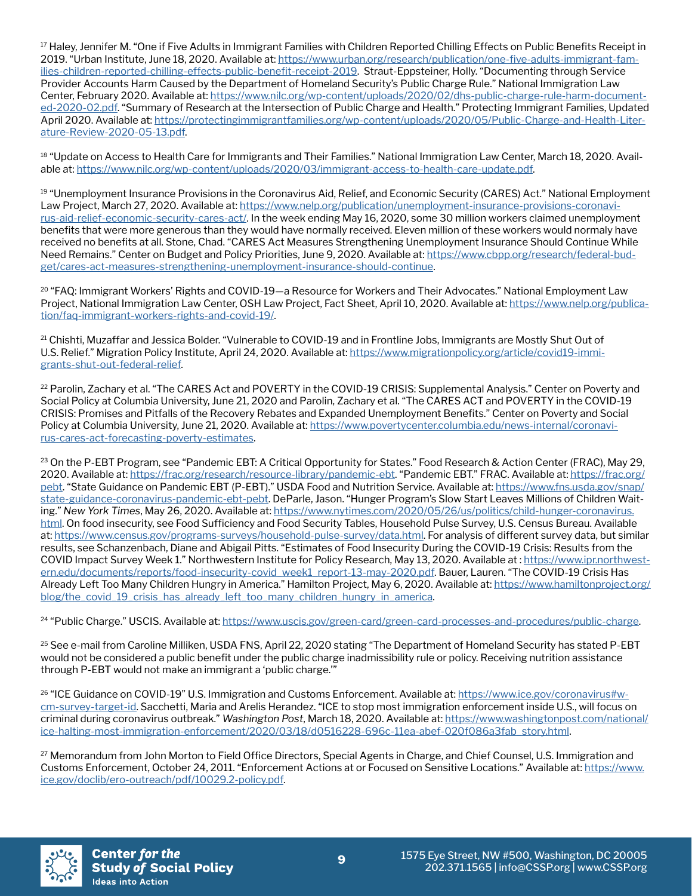[17] Haley, Jennifer M. "One if Five Adults in Immigrant Families with Children Reported Chilling Effects on Public Benefits Receipt in 2019. "Urban Institute, June 18, 2020. Available at: https://www.urban.org/research/publication/one-five-adults-immigrant-families-children-reported-chilling-effects-public-benefit-receipt-2019. Straut-Eppsteiner, Holly. "Documenting through Service Provider Accounts Harm Caused by the Department of Homeland Security's Public Charge Rule." National Immigration Law Center, February 2020. Available at: https://www.nilc.org/wp-content/uploads/2020/02/dhs-public-charge-rule-harm-documented-2020-02.pdf. "Summary of Research at the Intersection of Public Charge and Health." Protecting Immigrant Families, Updated April 2020. Available at: https://protectingimmigrantfamilies.org/wp-content/uploads/2020/05/Public-Charge-and-Health-Literature-Review-2020-05-13.pdf.

[18] "Update on Access to Health Care for Immigrants and Their Families." National Immigration Law Center, March 18, 2020. Available at: https://www.nilc.org/wp-content/uploads/2020/03/immigrant-access-to-health-care-update.pdf.

[19] "Unemployment Insurance Provisions in the Coronavirus Aid, Relief, and Economic Security (CARES) Act." National Employment Law Project, March 27, 2020. Available at: https://www.nelp.org/publication/unemployment-insurance-provisions-coronavirus-aid-relief-economic-security-cares-act/. In the week ending May 16, 2020, some 30 million workers claimed unemployment benefits that were more generous than they would have normally received. Eleven million of these workers would normaly have received no benefits at all. Stone, Chad. "CARES Act Measures Strengthening Unemployment Insurance Should Continue While Need Remains." Center on Budget and Policy Priorities, June 9, 2020. Available at: https://www.cbpp.org/research/federal-budget/cares-act-measures-strengthening-unemployment-insurance-should-continue.

[20] "FAQ: Immigrant Workers' Rights and COVID-19—a Resource for Workers and Their Advocates." National Employment Law Project, National Immigration Law Center, OSH Law Project, Fact Sheet, April 10, 2020. Available at: https://www.nelp.org/publication/faq-immigrant-workers-rights-and-covid-19/.

[21] Chishti, Muzaffar and Jessica Bolder. "Vulnerable to COVID-19 and in Frontline Jobs, Immigrants are Mostly Shut Out of U.S. Relief." Migration Policy Institute, April 24, 2020. Available at: https://www.migrationpolicy.org/article/covid19-immigrants-shut-out-federal-relief.

[22] Parolin, Zachary et al. "The CARES Act and POVERTY in the COVID-19 CRISIS: Supplemental Analysis." Center on Poverty and Social Policy at Columbia University, June 21, 2020 and Parolin, Zachary et al. "The CARES ACT and POVERTY in the COVID-19 CRISIS: Promises and Pitfalls of the Recovery Rebates and Expanded Unemployment Benefits." Center on Poverty and Social Policy at Columbia University, June 21, 2020. Available at: https://www.povertycenter.columbia.edu/news-internal/coronavirus-cares-act-forecasting-poverty-estimates.

[23] On the P-EBT Program, see "Pandemic EBT: A Critical Opportunity for States." Food Research & Action Center (FRAC), May 29, 2020. Available at: https://frac.org/research/resource-library/pandemic-ebt. "Pandemic EBT." FRAC. Available at: https://frac.org/pebt. "State Guidance on Pandemic EBT (P-EBT)." USDA Food and Nutrition Service. Available at: https://www.fns.usda.gov/snap/state-guidance-coronavirus-pandemic-ebt-pebt. DeParle, Jason. "Hunger Program's Slow Start Leaves Millions of Children Waiting." *New York Times*, May 26, 2020. Available at: https://www.nytimes.com/2020/05/26/us/politics/child-hunger-coronavirus.html. On food insecurity, see Food Sufficiency and Food Security Tables, Household Pulse Survey, U.S. Census Bureau. Available at: https://www.census.gov/programs-surveys/household-pulse-survey/data.html. For analysis of different survey data, but similar results, see Schanzenbach, Diane and Abigail Pitts. "Estimates of Food Insecurity During the COVID-19 Crisis: Results from the COVID Impact Survey Week 1." Northwestern Institute for Policy Research, May 13, 2020. Available at : https://www.ipr.northwestern.edu/documents/reports/food-insecurity-covid_week1_report-13-may-2020.pdf. Bauer, Lauren. "The COVID-19 Crisis Has Already Left Too Many Children Hungry in America." Hamilton Project, May 6, 2020. Available at: https://www.hamiltonproject.org/blog/the_covid_19_crisis_has_already_left_too_many_children_hungry_in_america.

[24] "Public Charge." USCIS. Available at: https://www.uscis.gov/green-card/green-card-processes-and-procedures/public-charge.

[25] See e-mail from Caroline Milliken, USDA FNS, April 22, 2020 stating "The Department of Homeland Security has stated P-EBT would not be considered a public benefit under the public charge inadmissibility rule or policy. Receiving nutrition assistance through P-EBT would not make an immigrant a 'public charge.'"

[26] "ICE Guidance on COVID-19" U.S. Immigration and Customs Enforcement. Available at: https://www.ice.gov/coronavirus#wcm-survey-target-id. Sacchetti, Maria and Arelis Herandez. "ICE to stop most immigration enforcement inside U.S., will focus on criminal during coronavirus outbreak." *Washington Post*, March 18, 2020. Available at: https://www.washingtonpost.com/national/ice-halting-most-immigration-enforcement/2020/03/18/d0516228-696c-11ea-abef-020f086a3fab_story.html.

[27] Memorandum from John Morton to Field Office Directors, Special Agents in Charge, and Chief Counsel, U.S. Immigration and Customs Enforcement, October 24, 2011. "Enforcement Actions at or Focused on Sensitive Locations." Available at: https://www.ice.gov/doclib/ero-outreach/pdf/10029.2-policy.pdf.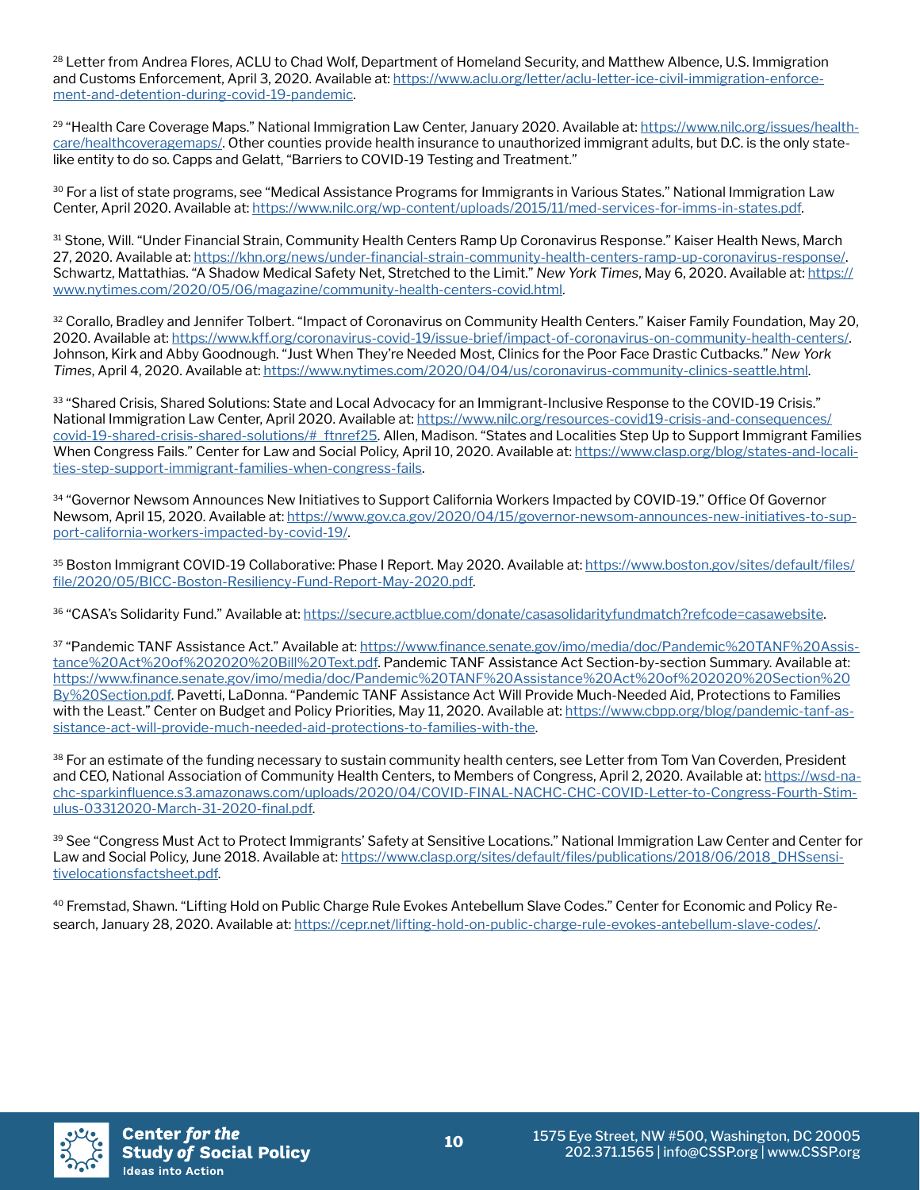[28] Letter from Andrea Flores, ACLU to Chad Wolf, Department of Homeland Security, and Matthew Albence, U.S. Immigration and Customs Enforcement, April 3, 2020. Available at: https://www.aclu.org/letter/aclu-letter-ice-civil-immigration-enforcement-and-detention-during-covid-19-pandemic.

[29] "Health Care Coverage Maps." National Immigration Law Center, January 2020. Available at: https://www.nilc.org/issues/health-care/healthcoveragemaps/. Other counties provide health insurance to unauthorized immigrant adults, but D.C. is the only state-like entity to do so. Capps and Gelatt, "Barriers to COVID-19 Testing and Treatment."

[30] For a list of state programs, see "Medical Assistance Programs for Immigrants in Various States." National Immigration Law Center, April 2020. Available at: https://www.nilc.org/wp-content/uploads/2015/11/med-services-for-imms-in-states.pdf.

[31] Stone, Will. "Under Financial Strain, Community Health Centers Ramp Up Coronavirus Response." Kaiser Health News, March 27, 2020. Available at: https://khn.org/news/under-financial-strain-community-health-centers-ramp-up-coronavirus-response/. Schwartz, Mattathias. "A Shadow Medical Safety Net, Stretched to the Limit." *New York Times*, May 6, 2020. Available at: https://www.nytimes.com/2020/05/06/magazine/community-health-centers-covid.html.

[32] Corallo, Bradley and Jennifer Tolbert. "Impact of Coronavirus on Community Health Centers." Kaiser Family Foundation, May 20, 2020. Available at: https://www.kff.org/coronavirus-covid-19/issue-brief/impact-of-coronavirus-on-community-health-centers/. Johnson, Kirk and Abby Goodnough. "Just When They're Needed Most, Clinics for the Poor Face Drastic Cutbacks." *New York Times*, April 4, 2020. Available at: https://www.nytimes.com/2020/04/04/us/coronavirus-community-clinics-seattle.html.

[33] "Shared Crisis, Shared Solutions: State and Local Advocacy for an Immigrant-Inclusive Response to the COVID-19 Crisis." National Immigration Law Center, April 2020. Available at: https://www.nilc.org/resources-covid19-crisis-and-consequences/covid-19-shared-crisis-shared-solutions/#_ftnref25. Allen, Madison. "States and Localities Step Up to Support Immigrant Families When Congress Fails." Center for Law and Social Policy, April 10, 2020. Available at: https://www.clasp.org/blog/states-and-localities-step-support-immigrant-families-when-congress-fails.

[34] "Governor Newsom Announces New Initiatives to Support California Workers Impacted by COVID-19." Office Of Governor Newsom, April 15, 2020. Available at: https://www.gov.ca.gov/2020/04/15/governor-newsom-announces-new-initiatives-to-support-california-workers-impacted-by-covid-19/.

[35] Boston Immigrant COVID-19 Collaborative: Phase I Report. May 2020. Available at: https://www.boston.gov/sites/default/files/file/2020/05/BICC-Boston-Resiliency-Fund-Report-May-2020.pdf.

[36] "CASA's Solidarity Fund." Available at: https://secure.actblue.com/donate/casasolidarityfundmatch?refcode=casawebsite.

[37] "Pandemic TANF Assistance Act." Available at: https://www.finance.senate.gov/imo/media/doc/Pandemic%20TANF%20Assistance%20Act%20of%202020%20Bill%20Text.pdf. Pandemic TANF Assistance Act Section-by-section Summary. Available at: https://www.finance.senate.gov/imo/media/doc/Pandemic%20TANF%20Assistance%20Act%20of%202020%20Section%20By%20Section.pdf. Pavetti, LaDonna. "Pandemic TANF Assistance Act Will Provide Much-Needed Aid, Protections to Families with the Least." Center on Budget and Policy Priorities, May 11, 2020. Available at: https://www.cbpp.org/blog/pandemic-tanf-assistance-act-will-provide-much-needed-aid-protections-to-families-with-the.

[38] For an estimate of the funding necessary to sustain community health centers, see Letter from Tom Van Coverden, President and CEO, National Association of Community Health Centers, to Members of Congress, April 2, 2020. Available at: https://wsd-nachc-sparkinfluence.s3.amazonaws.com/uploads/2020/04/COVID-FINAL-NACHC-CHC-COVID-Letter-to-Congress-Fourth-Stimulus-03312020-March-31-2020-final.pdf.

[39] See "Congress Must Act to Protect Immigrants' Safety at Sensitive Locations." National Immigration Law Center and Center for Law and Social Policy, June 2018. Available at: https://www.clasp.org/sites/default/files/publications/2018/06/2018_DHSsensitivelocationsfactsheet.pdf.

[40] Fremstad, Shawn. "Lifting Hold on Public Charge Rule Evokes Antebellum Slave Codes." Center for Economic and Policy Research, January 28, 2020. Available at: https://cepr.net/lifting-hold-on-public-charge-rule-evokes-antebellum-slave-codes/.